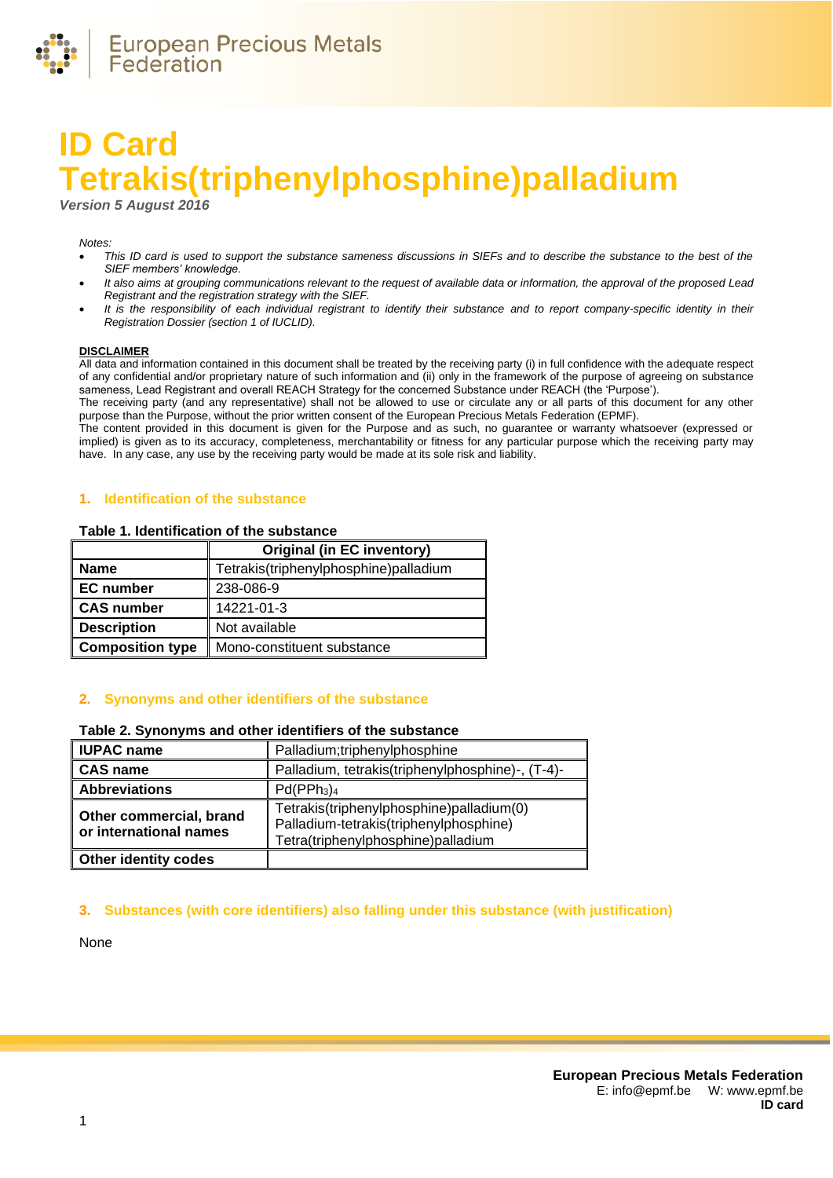# ID Card
# Tetrakis(triphenylphosphine)palladium

*Version 5 August 2016*

*Notes:*

- *This ID card is used to support the substance sameness discussions in SIEFs and to describe the substance to the best of the SIEF members' knowledge.*
- *It also aims at grouping communications relevant to the request of available data or information, the approval of the proposed Lead Registrant and the registration strategy with the SIEF.*
- *It is the responsibility of each individual registrant to identify their substance and to report company-specific identity in their Registration Dossier (section 1 of IUCLID).*

**DISCLAIMER**

All data and information contained in this document shall be treated by the receiving party (i) in full confidence with the adequate respect of any confidential and/or proprietary nature of such information and (ii) only in the framework of the purpose of agreeing on substance sameness, Lead Registrant and overall REACH Strategy for the concerned Substance under REACH (the 'Purpose').

The receiving party (and any representative) shall not be allowed to use or circulate any or all parts of this document for any other purpose than the Purpose, without the prior written consent of the European Precious Metals Federation (EPMF).

The content provided in this document is given for the Purpose and as such, no guarantee or warranty whatsoever (expressed or implied) is given as to its accuracy, completeness, merchantability or fitness for any particular purpose which the receiving party may have. In any case, any use by the receiving party would be made at its sole risk and liability.

## 1. Identification of the substance

**Table 1. Identification of the substance**

| | Original (in EC inventory) |
|---|---|
| **Name** | Tetrakis(triphenylphosphine)palladium |
| **EC number** | 238-086-9 |
| **CAS number** | 14221-01-3 |
| **Description** | Not available |
| **Composition type** | Mono-constituent substance |

## 2. Synonyms and other identifiers of the substance

**Table 2. Synonyms and other identifiers of the substance**

| | |
|---|---|
| **IUPAC name** | Palladium;triphenylphosphine |
| **CAS name** | Palladium, tetrakis(triphenylphosphine)-, (T-4)- |
| **Abbreviations** | $Pd(PPh_3)_4$ |
| **Other commercial, brand or international names** | Tetrakis(triphenylphosphine)palladium(0)<br>Palladium-tetrakis(triphenylphosphine)<br>Tetra(triphenylphosphine)palladium |
| **Other identity codes** | |

## 3. Substances (with core identifiers) also falling under this substance (with justification)

None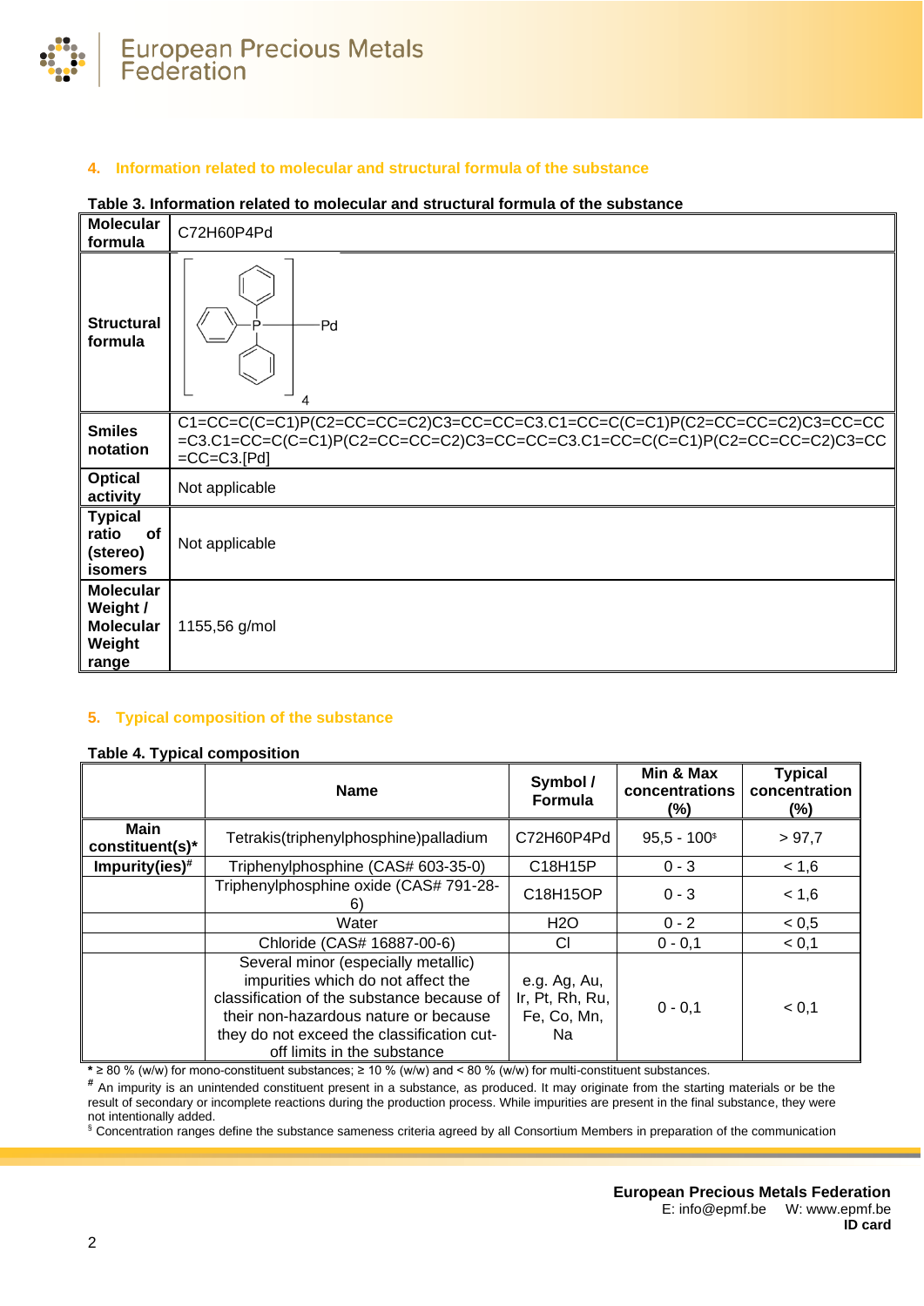## 4. Information related to molecular and structural formula of the substance

**Table 3. Information related to molecular and structural formula of the substance**

| | |
|---|---|
| **Molecular formula** | C72H60P4Pd |
| **Structural formula** | |
| **Smiles notation** | C1=CC=C(C=C1)P(C2=CC=CC=C2)C3=CC=CC=C3.C1=CC=C(C=C1)P(C2=CC=CC=C2)C3=CC=CC=C3.C1=CC=C(C=C1)P(C2=CC=CC=C2)C3=CC=CC=C3.C1=CC=C(C=C1)P(C2=CC=CC=C2)C3=CC=CC=C3.[Pd] |
| **Optical activity** | Not applicable |
| **Typical ratio of (stereo) isomers** | Not applicable |
| **Molecular Weight / Molecular Weight range** | 1155,56 g/mol |

## 5. Typical composition of the substance

**Table 4. Typical composition**

| | Name | Symbol / Formula | Min & Max concentrations (%) | Typical concentration (%) |
|---|---|---|---|---|
| **Main constituent(s)*** | Tetrakis(triphenylphosphine)palladium | C72H60P4Pd | 95,5 - 100[§] | > 97,7 |
| **Impurity(ies)[#]** | Triphenylphosphine (CAS# 603-35-0) | C18H15P | 0 - 3 | < 1,6 |
| | Triphenylphosphine oxide (CAS# 791-28-6) | C18H15OP | 0 - 3 | < 1,6 |
| | Water | H2O | 0 - 2 | < 0,5 |
| | Chloride (CAS# 16887-00-6) | Cl | 0 - 0,1 | < 0,1 |
| | Several minor (especially metallic) impurities which do not affect the classification of the substance because of their non-hazardous nature or because they do not exceed the classification cut-off limits in the substance | e.g. Ag, Au, Ir, Pt, Rh, Ru, Fe, Co, Mn, Na | 0 - 0,1 | < 0,1 |

**\*** ≥ 80 % (w/w) for mono-constituent substances; ≥ 10 % (w/w) and < 80 % (w/w) for multi-constituent substances.

[#] An impurity is an unintended constituent present in a substance, as produced. It may originate from the starting materials or be the result of secondary or incomplete reactions during the production process. While impurities are present in the final substance, they were not intentionally added.

[§] Concentration ranges define the substance sameness criteria agreed by all Consortium Members in preparation of the communication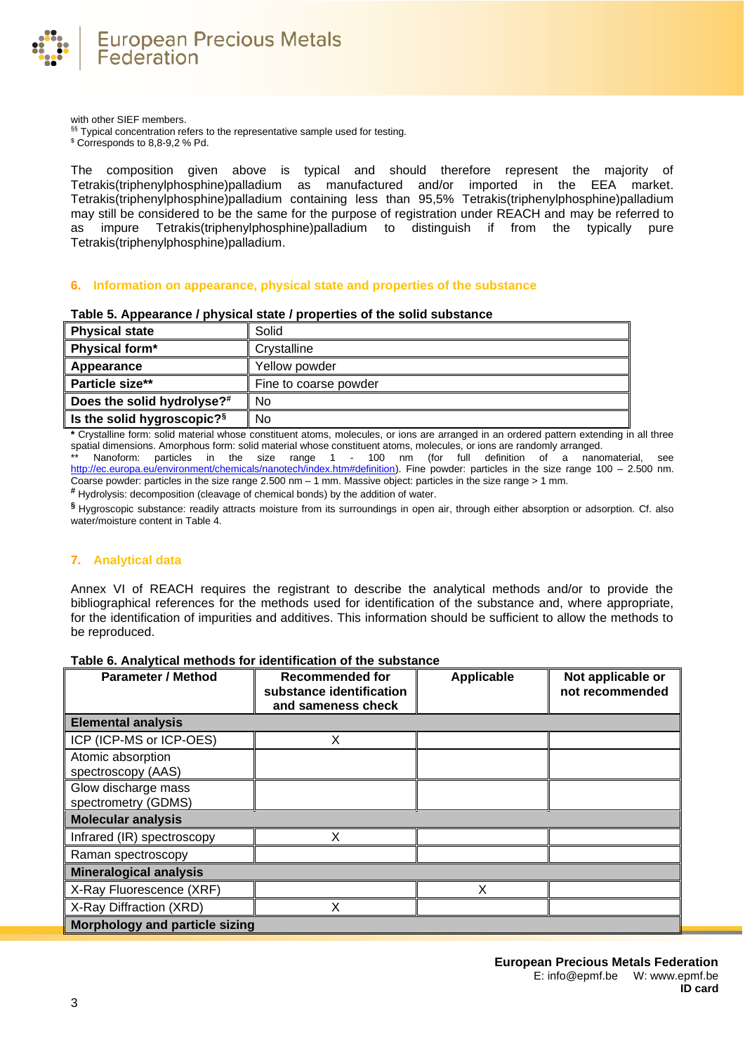with other SIEF members.

§§ Typical concentration refers to the representative sample used for testing.

$ Corresponds to 8,8-9,2 % Pd.

The composition given above is typical and should therefore represent the majority of Tetrakis(triphenylphosphine)palladium as manufactured and/or imported in the EEA market. Tetrakis(triphenylphosphine)palladium containing less than 95,5% Tetrakis(triphenylphosphine)palladium may still be considered to be the same for the purpose of registration under REACH and may be referred to as impure Tetrakis(triphenylphosphine)palladium to distinguish if from the typically pure Tetrakis(triphenylphosphine)palladium.

## 6. Information on appearance, physical state and properties of the substance

**Table 5. Appearance / physical state / properties of the solid substance**

| | |
|---|---|
| **Physical state** | Solid |
| **Physical form*** | Crystalline |
| **Appearance** | Yellow powder |
| **Particle size**** | Fine to coarse powder |
| **Does the solid hydrolyse?#** | No |
| **Is the solid hygroscopic?§** | No |

**\*** Crystalline form: solid material whose constituent atoms, molecules, or ions are arranged in an ordered pattern extending in all three spatial dimensions. Amorphous form: solid material whose constituent atoms, molecules, or ions are randomly arranged.

** Nanoform: particles in the size range 1 - 100 nm (for full definition of a nanomaterial, see http://ec.europa.eu/environment/chemicals/nanotech/index.htm#definition). Fine powder: particles in the size range 100 – 2.500 nm. Coarse powder: particles in the size range 2.500 nm – 1 mm. Massive object: particles in the size range > 1 mm.

**#** Hydrolysis: decomposition (cleavage of chemical bonds) by the addition of water.

**§** Hygroscopic substance: readily attracts moisture from its surroundings in open air, through either absorption or adsorption. Cf. also water/moisture content in Table 4.

## 7. Analytical data

Annex VI of REACH requires the registrant to describe the analytical methods and/or to provide the bibliographical references for the methods used for identification of the substance and, where appropriate, for the identification of impurities and additives. This information should be sufficient to allow the methods to be reproduced.

**Table 6. Analytical methods for identification of the substance**

| Parameter / Method | Recommended for substance identification and sameness check | Applicable | Not applicable or not recommended |
|---|---|---|---|
| **Elemental analysis** | | | |
| ICP (ICP-MS or ICP-OES) | X | | |
| Atomic absorption spectroscopy (AAS) | | | |
| Glow discharge mass spectrometry (GDMS) | | | |
| **Molecular analysis** | | | |
| Infrared (IR) spectroscopy | X | | |
| Raman spectroscopy | | | |
| **Mineralogical analysis** | | | |
| X-Ray Fluorescence (XRF) | | X | |
| X-Ray Diffraction (XRD) | X | | |
| **Morphology and particle sizing** | | | |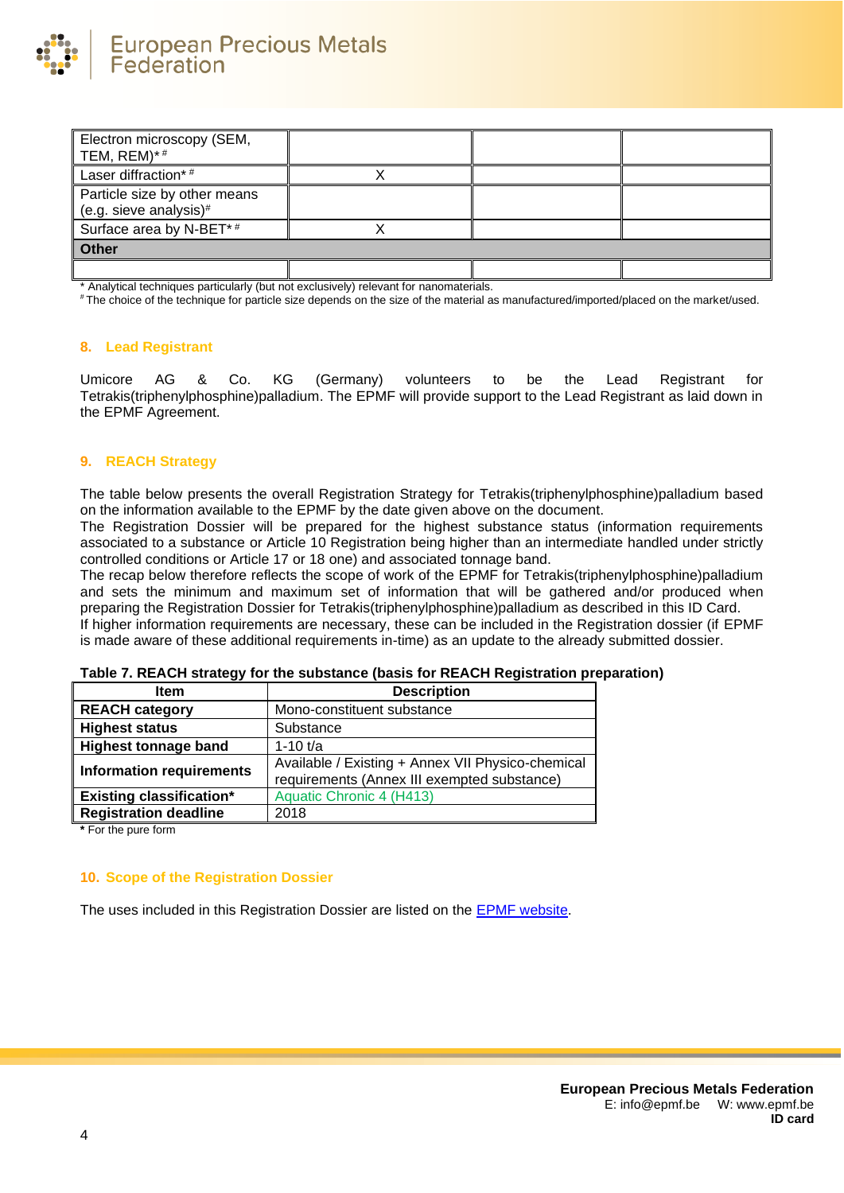| Electron microscopy (SEM, TEM, REM)* # | | | |
|---|---|---|---|
| Laser diffraction* # | X | | |
| Particle size by other means (e.g. sieve analysis)# | | | |
| Surface area by N-BET* # | X | | |
| **Other** | | | |
| | | | |

\* Analytical techniques particularly (but not exclusively) relevant for nanomaterials.
\# The choice of the technique for particle size depends on the size of the material as manufactured/imported/placed on the market/used.

## 8. Lead Registrant

Umicore AG & Co. KG (Germany) volunteers to be the Lead Registrant for Tetrakis(triphenylphosphine)palladium. The EPMF will provide support to the Lead Registrant as laid down in the EPMF Agreement.

## 9. REACH Strategy

The table below presents the overall Registration Strategy for Tetrakis(triphenylphosphine)palladium based on the information available to the EPMF by the date given above on the document.
The Registration Dossier will be prepared for the highest substance status (information requirements associated to a substance or Article 10 Registration being higher than an intermediate handled under strictly controlled conditions or Article 17 or 18 one) and associated tonnage band.
The recap below therefore reflects the scope of work of the EPMF for Tetrakis(triphenylphosphine)palladium and sets the minimum and maximum set of information that will be gathered and/or produced when preparing the Registration Dossier for Tetrakis(triphenylphosphine)palladium as described in this ID Card.
If higher information requirements are necessary, these can be included in the Registration dossier (if EPMF is made aware of these additional requirements in-time) as an update to the already submitted dossier.

**Table 7. REACH strategy for the substance (basis for REACH Registration preparation)**

| Item | Description |
|---|---|
| **REACH category** | Mono-constituent substance |
| **Highest status** | Substance |
| **Highest tonnage band** | 1-10 t/a |
| **Information requirements** | Available / Existing + Annex VII Physico-chemical requirements (Annex III exempted substance) |
| **Existing classification*** | Aquatic Chronic 4 (H413) |
| **Registration deadline** | 2018 |

**\*** For the pure form

## 10. Scope of the Registration Dossier

The uses included in this Registration Dossier are listed on the EPMF website.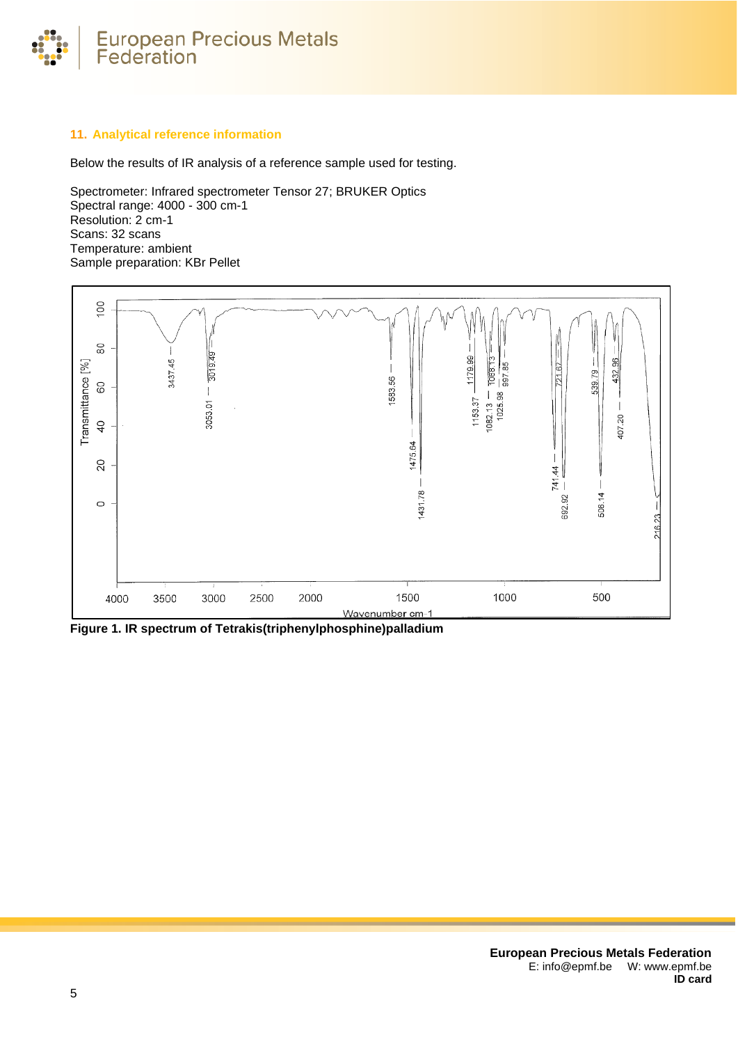## 11. Analytical reference information

Below the results of IR analysis of a reference sample used for testing.

Spectrometer: Infrared spectrometer Tensor 27; BRUKER Optics
Spectral range: 4000 - 300 cm-1
Resolution: 2 cm-1
Scans: 32 scans
Temperature: ambient
Sample preparation: KBr Pellet

Transmittance [%]
100
80
60
40
20
0

3437.45
3053.01
3019.49
1533.56
1475.64
1431.78
1179.99
1153.37
1082.13
1068.13
1025.98
997.85
741.44
721.67
692.92
539.79
506.14
432.96
407.20
216.23

4000
3500
3000
2500
2000
1500
1000
500
Wavenumber cm-1

**Figure 1. IR spectrum of Tetrakis(triphenylphosphine)palladium**